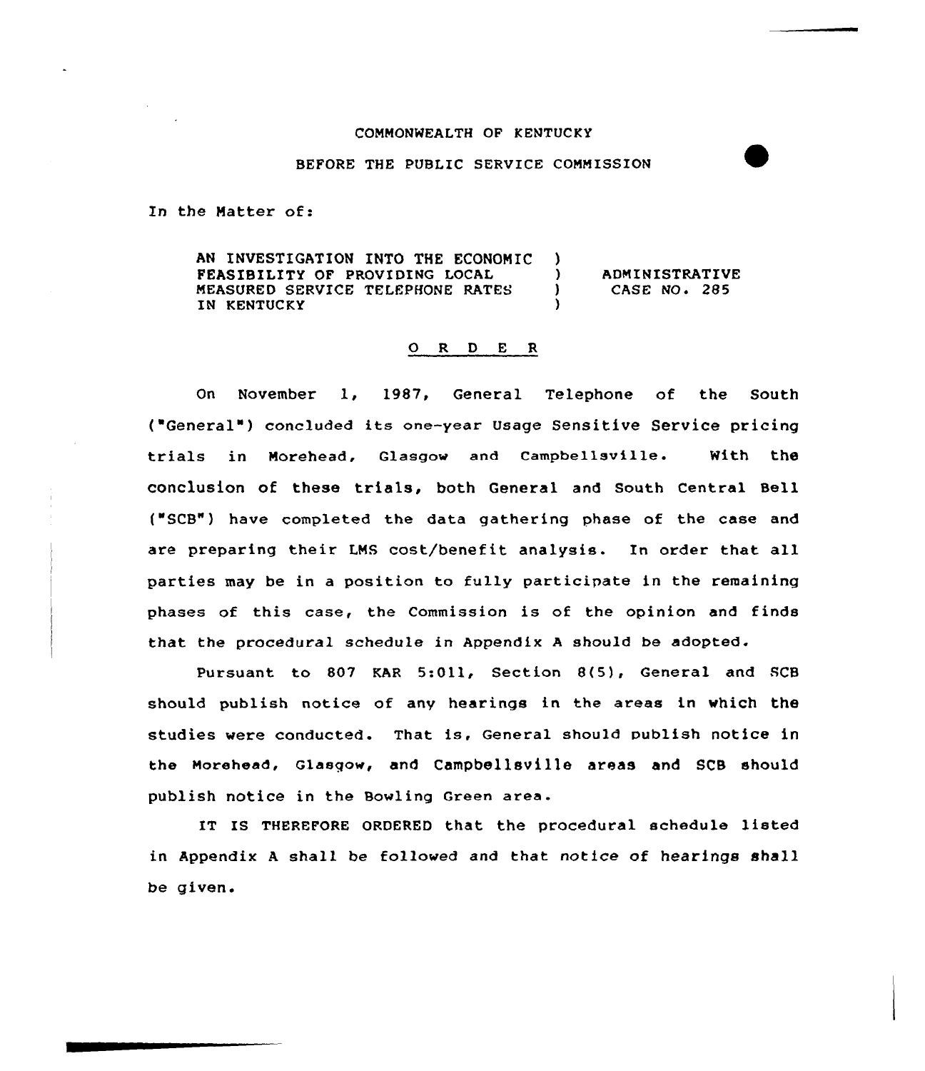COMMONWEALTH OF KENTUCKY

BEFORE THE PUBLIC SERVICE COMMISSION

In the Matter of:

| | | |
|---|---|---|
| AN INVESTIGATION INTO THE ECONOMIC FEASIBILITY OF PROVIDING LOCAL MEASURED SERVICE TELEPHONE RATES IN KENTUCKY | ) | ADMINISTRATIVE CASE NO. 285 |

## O R D E R

On November 1, 1987, General Telephone of the South ("General") concluded its one-year Usage Sensitive Service pricing trials in Morehead, Glasgow and Campbellsville. With the conclusion of these trials, both General and South Central Bell ("SCB") have completed the data gathering phase of the case and are preparing their LMS cost/benefit analysis. In order that all parties may be in a position to fully participate in the remaining phases of this case, the Commission is of the opinion and finds that the procedural schedule in Appendix A should be adopted.

Pursuant to 807 KAR 5:011, Section 8(5), General and SCB should publish notice of any hearings in the areas in which the studies were conducted. That is, General should publish notice in the Morehead, Glasgow, and Campbellsville areas and SCB should publish notice in the Bowling Green area.

IT IS THEREFORE ORDERED that the procedural schedule listed in Appendix A shall be followed and that notice of hearings shall be given.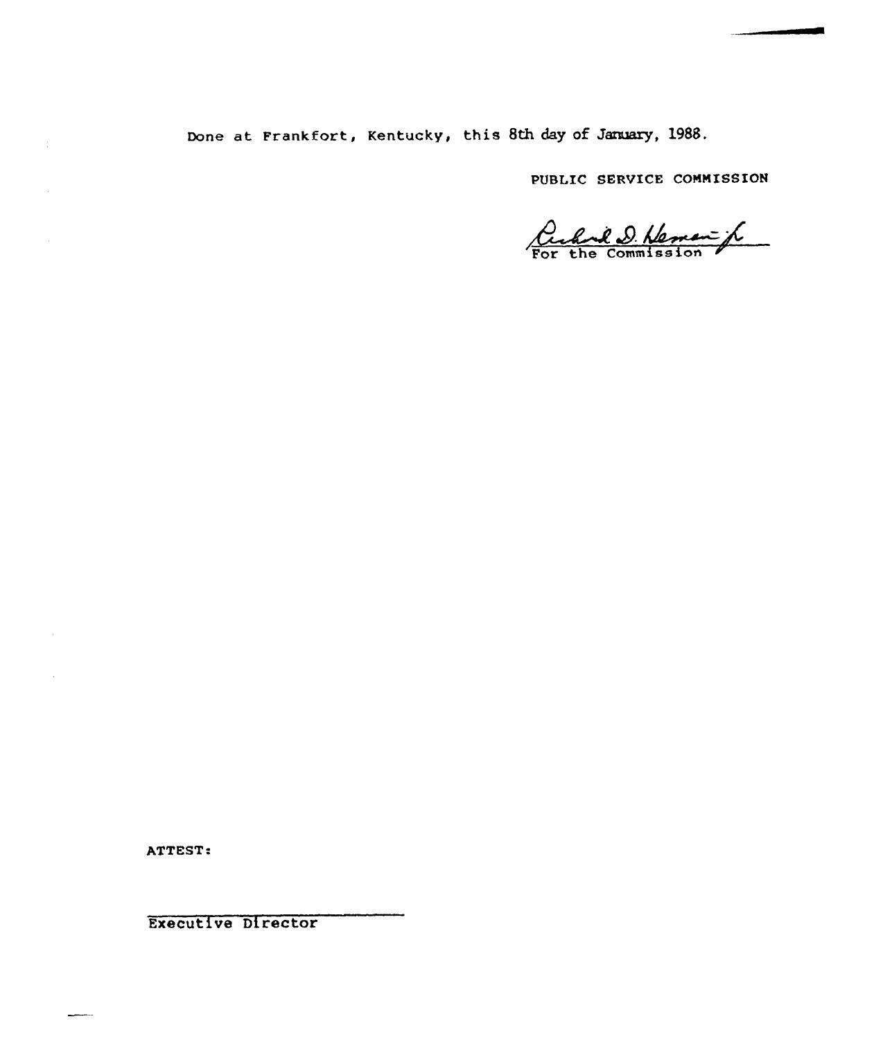Done at Frankfort, Kentucky, this 8th day of January, 1988.

PUBLIC SERVICE COMMISSION

For the Commission

ATTEST:

Executive Director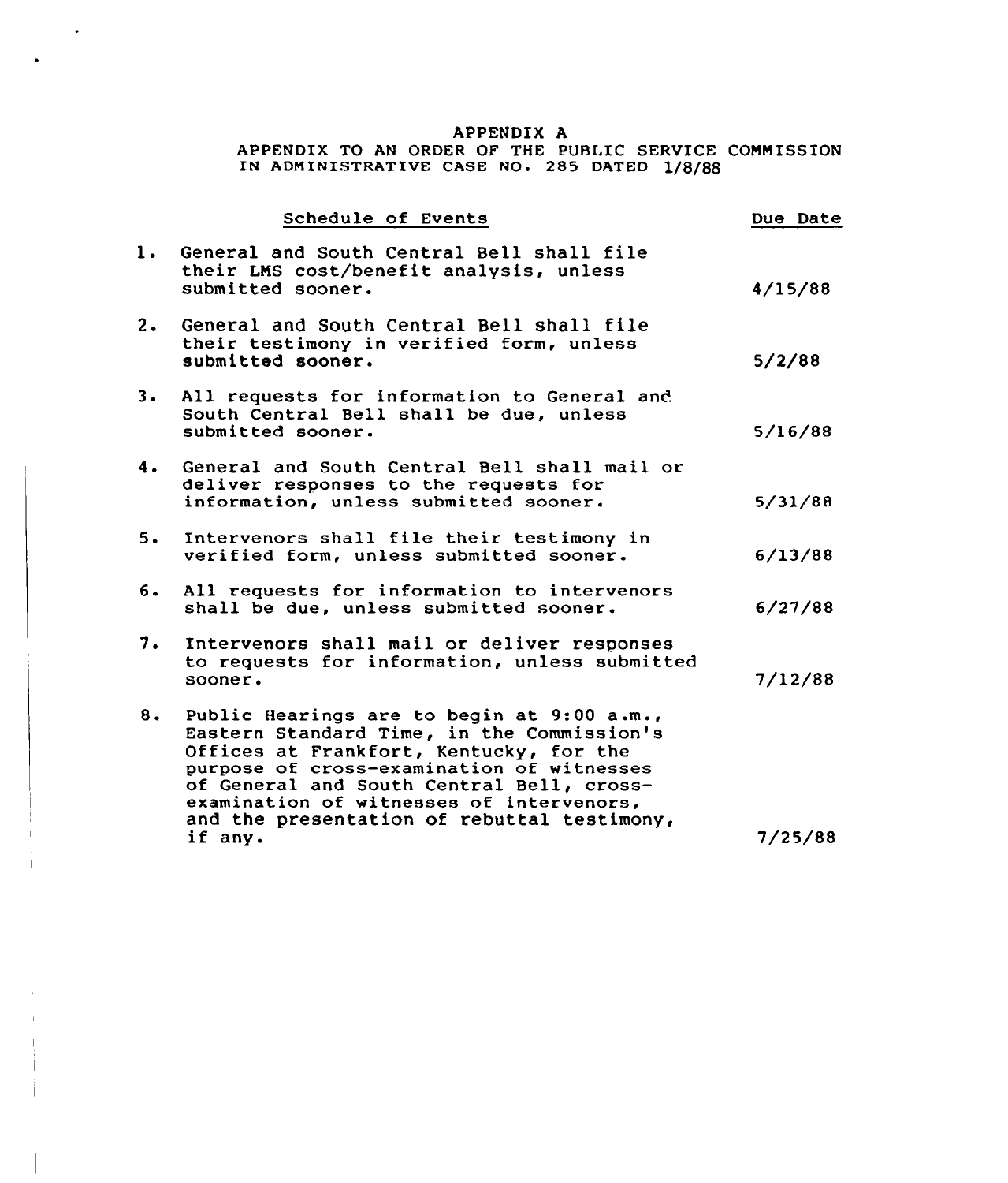# APPENDIX A

APPENDIX TO AN ORDER OF THE PUBLIC SERVICE COMMISSION IN ADMINISTRATIVE CASE NO. 285 DATED 1/8/88

| | Schedule of Events | Due Date |
|---|---|---|
| 1. | General and South Central Bell shall file their LMS cost/benefit analysis, unless submitted sooner. | 4/15/88 |
| 2. | General and South Central Bell shall file their testimony in verified form, unless submitted sooner. | 5/2/88 |
| 3. | All requests for information to General and South Central Bell shall be due, unless submitted sooner. | 5/16/88 |
| 4. | General and South Central Bell shall mail or deliver responses to the requests for information, unless submitted sooner. | 5/31/88 |
| 5. | Intervenors shall file their testimony in verified form, unless submitted sooner. | 6/13/88 |
| 6. | All requests for information to intervenors shall be due, unless submitted sooner. | 6/27/88 |
| 7. | Intervenors shall mail or deliver responses to requests for information, unless submitted sooner. | 7/12/88 |
| 8. | Public Hearings are to begin at 9:00 a.m., Eastern Standard Time, in the Commission's Offices at Frankfort, Kentucky, for the purpose of cross-examination of witnesses of General and South Central Bell, cross-examination of witnesses of intervenors, and the presentation of rebuttal testimony, if any. | 7/25/88 |